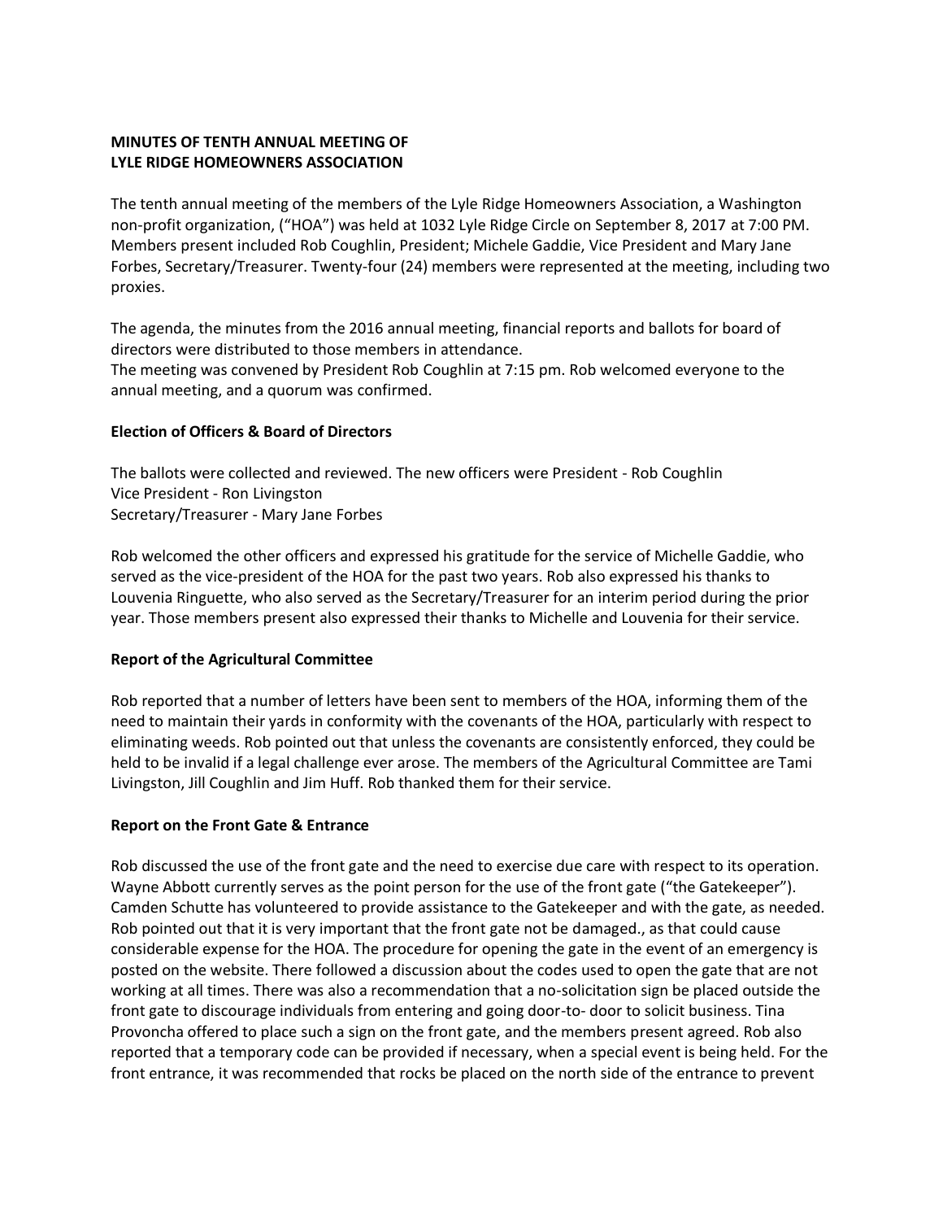**MINUTES OF TENTH ANNUAL MEETING OF**
**LYLE RIDGE HOMEOWNERS ASSOCIATION**

The tenth annual meeting of the members of the Lyle Ridge Homeowners Association, a Washington non-profit organization, ("HOA") was held at 1032 Lyle Ridge Circle on September 8, 2017 at 7:00 PM. Members present included Rob Coughlin, President; Michele Gaddie, Vice President and Mary Jane Forbes, Secretary/Treasurer. Twenty-four (24) members were represented at the meeting, including two proxies.

The agenda, the minutes from the 2016 annual meeting, financial reports and ballots for board of directors were distributed to those members in attendance.
The meeting was convened by President Rob Coughlin at 7:15 pm. Rob welcomed everyone to the annual meeting, and a quorum was confirmed.

**Election of Officers & Board of Directors**

The ballots were collected and reviewed. The new officers were President - Rob Coughlin
Vice President - Ron Livingston
Secretary/Treasurer - Mary Jane Forbes

Rob welcomed the other officers and expressed his gratitude for the service of Michelle Gaddie, who served as the vice-president of the HOA for the past two years. Rob also expressed his thanks to Louvenia Ringuette, who also served as the Secretary/Treasurer for an interim period during the prior year. Those members present also expressed their thanks to Michelle and Louvenia for their service.

**Report of the Agricultural Committee**

Rob reported that a number of letters have been sent to members of the HOA, informing them of the need to maintain their yards in conformity with the covenants of the HOA, particularly with respect to eliminating weeds. Rob pointed out that unless the covenants are consistently enforced, they could be held to be invalid if a legal challenge ever arose. The members of the Agricultural Committee are Tami Livingston, Jill Coughlin and Jim Huff. Rob thanked them for their service.

**Report on the Front Gate & Entrance**

Rob discussed the use of the front gate and the need to exercise due care with respect to its operation. Wayne Abbott currently serves as the point person for the use of the front gate ("the Gatekeeper"). Camden Schutte has volunteered to provide assistance to the Gatekeeper and with the gate, as needed. Rob pointed out that it is very important that the front gate not be damaged., as that could cause considerable expense for the HOA. The procedure for opening the gate in the event of an emergency is posted on the website. There followed a discussion about the codes used to open the gate that are not working at all times. There was also a recommendation that a no-solicitation sign be placed outside the front gate to discourage individuals from entering and going door-to- door to solicit business. Tina Provoncha offered to place such a sign on the front gate, and the members present agreed. Rob also reported that a temporary code can be provided if necessary, when a special event is being held. For the front entrance, it was recommended that rocks be placed on the north side of the entrance to prevent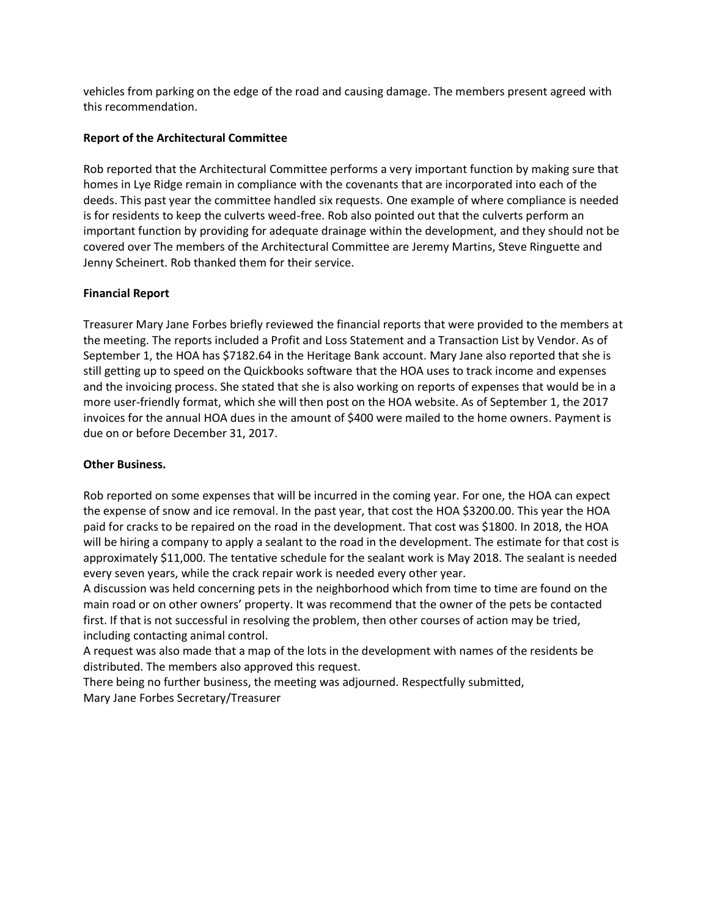vehicles from parking on the edge of the road and causing damage. The members present agreed with this recommendation.

**Report of the Architectural Committee**

Rob reported that the Architectural Committee performs a very important function by making sure that homes in Lye Ridge remain in compliance with the covenants that are incorporated into each of the deeds. This past year the committee handled six requests. One example of where compliance is needed is for residents to keep the culverts weed-free. Rob also pointed out that the culverts perform an important function by providing for adequate drainage within the development, and they should not be covered over The members of the Architectural Committee are Jeremy Martins, Steve Ringuette and Jenny Scheinert. Rob thanked them for their service.

**Financial Report**

Treasurer Mary Jane Forbes briefly reviewed the financial reports that were provided to the members at the meeting. The reports included a Profit and Loss Statement and a Transaction List by Vendor. As of September 1, the HOA has $7182.64 in the Heritage Bank account. Mary Jane also reported that she is still getting up to speed on the Quickbooks software that the HOA uses to track income and expenses and the invoicing process. She stated that she is also working on reports of expenses that would be in a more user-friendly format, which she will then post on the HOA website. As of September 1, the 2017 invoices for the annual HOA dues in the amount of $400 were mailed to the home owners. Payment is due on or before December 31, 2017.

**Other Business.**

Rob reported on some expenses that will be incurred in the coming year. For one, the HOA can expect the expense of snow and ice removal. In the past year, that cost the HOA $3200.00. This year the HOA paid for cracks to be repaired on the road in the development. That cost was $1800. In 2018, the HOA will be hiring a company to apply a sealant to the road in the development. The estimate for that cost is approximately $11,000. The tentative schedule for the sealant work is May 2018. The sealant is needed every seven years, while the crack repair work is needed every other year.
A discussion was held concerning pets in the neighborhood which from time to time are found on the main road or on other owners' property. It was recommend that the owner of the pets be contacted first. If that is not successful in resolving the problem, then other courses of action may be tried, including contacting animal control.
A request was also made that a map of the lots in the development with names of the residents be distributed. The members also approved this request.
There being no further business, the meeting was adjourned. Respectfully submitted,
Mary Jane Forbes Secretary/Treasurer